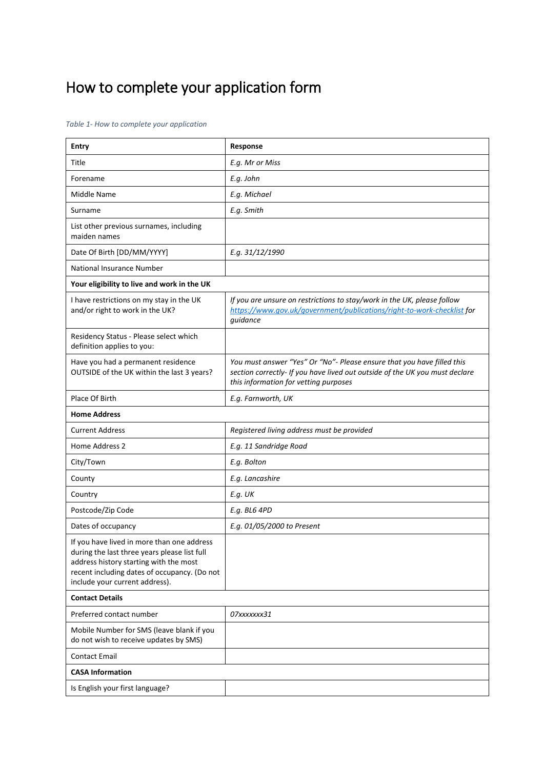# How to complete your application form

*Table 1- How to complete your application*

| **Entry** | **Response** |
|---|---|
| Title | *E.g. Mr or Miss* |
| Forename | *E.g. John* |
| Middle Name | *E.g. Michael* |
| Surname | *E.g. Smith* |
| List other previous surnames, including maiden names | |
| Date Of Birth [DD/MM/YYYY] | *E.g. 31/12/1990* |
| National Insurance Number | |
| **Your eligibility to live and work in the UK** | |
| I have restrictions on my stay in the UK and/or right to work in the UK? | *If you are unsure on restrictions to stay/work in the UK, please follow [https://www.gov.uk/government/publications/right-to-work-checklist](https://www.gov.uk/government/publications/right-to-work-checklist) for guidance* |
| Residency Status - Please select which definition applies to you: | |
| Have you had a permanent residence OUTSIDE of the UK within the last 3 years? | *You must answer "Yes" Or "No"- Please ensure that you have filled this section correctly- If you have lived out outside of the UK you must declare this information for vetting purposes* |
| Place Of Birth | *E.g. Farnworth, UK* |
| **Home Address** | |
| Current Address | *Registered living address must be provided* |
| Home Address 2 | *E.g. 11 Sandridge Road* |
| City/Town | *E.g. Bolton* |
| County | *E.g. Lancashire* |
| Country | *E.g. UK* |
| Postcode/Zip Code | *E.g. BL6 4PD* |
| Dates of occupancy | *E.g. 01/05/2000 to Present* |
| If you have lived in more than one address during the last three years please list full address history starting with the most recent including dates of occupancy. (Do not include your current address). | |
| **Contact Details** | |
| Preferred contact number | *07xxxxxxx31* |
| Mobile Number for SMS (leave blank if you do not wish to receive updates by SMS) | |
| Contact Email | |
| **CASA Information** | |
| Is English your first language? | |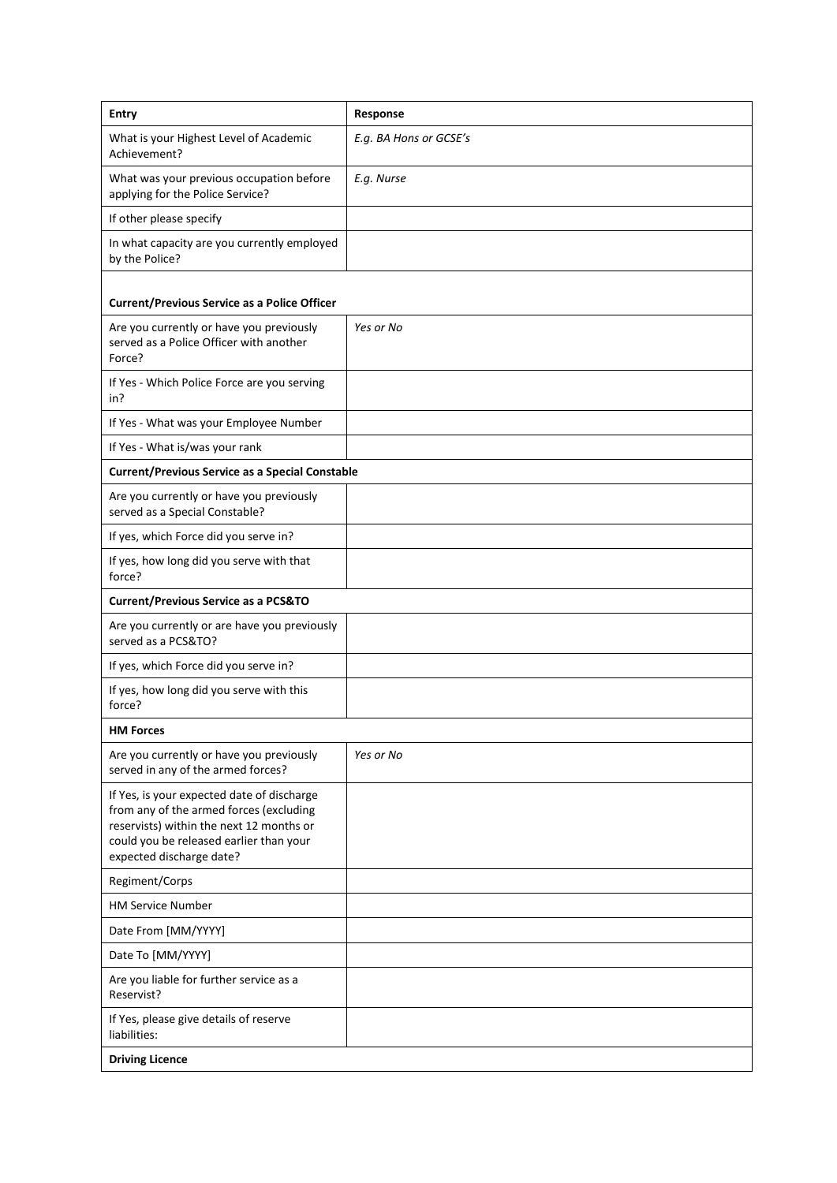| Entry | Response |
| --- | --- |
| What is your Highest Level of Academic Achievement? | *E.g. BA Hons or GCSE's* |
| What was your previous occupation before applying for the Police Service? | *E.g. Nurse* |
| If other please specify | |
| In what capacity are you currently employed by the Police? | |
| **Current/Previous Service as a Police Officer** | |
| Are you currently or have you previously served as a Police Officer with another Force? | *Yes or No* |
| If Yes - Which Police Force are you serving in? | |
| If Yes - What was your Employee Number | |
| If Yes - What is/was your rank | |
| **Current/Previous Service as a Special Constable** | |
| Are you currently or have you previously served as a Special Constable? | |
| If yes, which Force did you serve in? | |
| If yes, how long did you serve with that force? | |
| **Current/Previous Service as a PCS&TO** | |
| Are you currently or are have you previously served as a PCS&TO? | |
| If yes, which Force did you serve in? | |
| If yes, how long did you serve with this force? | |
| **HM Forces** | |
| Are you currently or have you previously served in any of the armed forces? | *Yes or No* |
| If Yes, is your expected date of discharge from any of the armed forces (excluding reservists) within the next 12 months or could you be released earlier than your expected discharge date? | |
| Regiment/Corps | |
| HM Service Number | |
| Date From [MM/YYYY] | |
| Date To [MM/YYYY] | |
| Are you liable for further service as a Reservist? | |
| If Yes, please give details of reserve liabilities: | |
| **Driving Licence** | |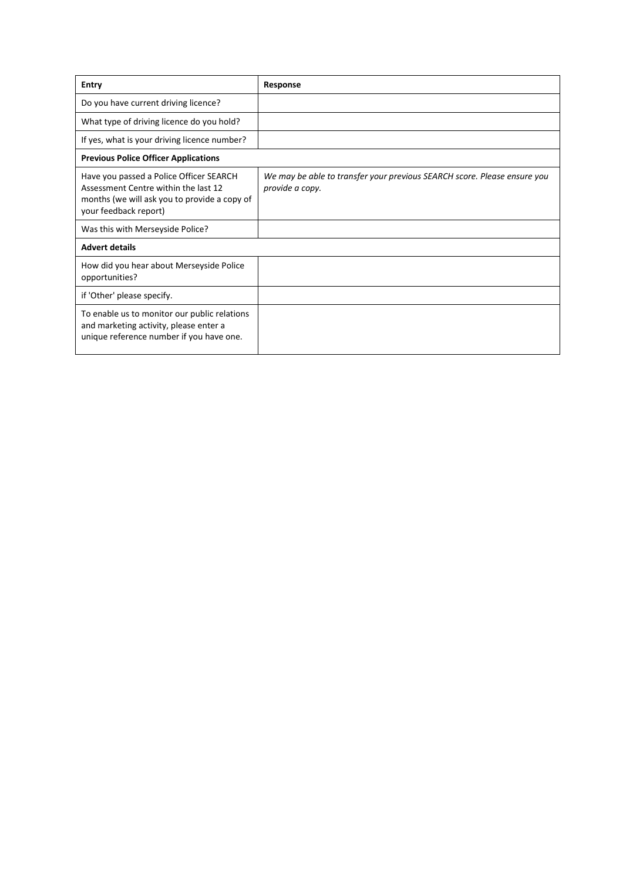| Entry | Response |
| --- | --- |
| Do you have current driving licence? | |
| What type of driving licence do you hold? | |
| If yes, what is your driving licence number? | |
| **Previous Police Officer Applications** | |
| Have you passed a Police Officer SEARCH Assessment Centre within the last 12 months (we will ask you to provide a copy of your feedback report) | *We may be able to transfer your previous SEARCH score. Please ensure you provide a copy.* |
| Was this with Merseyside Police? | |
| **Advert details** | |
| How did you hear about Merseyside Police opportunities? | |
| if 'Other' please specify. | |
| To enable us to monitor our public relations and marketing activity, please enter a unique reference number if you have one. | |